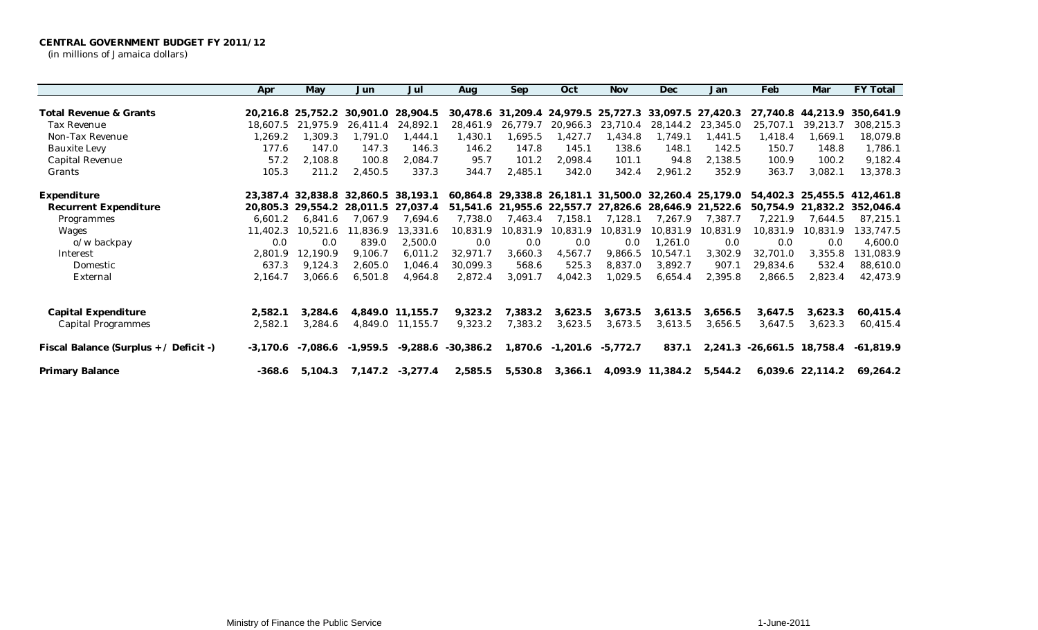**CENTRAL GOVERNMENT BUDGET FY 2011/12**
(in millions of Jamaica dollars)

| | Apr | May | Jun | Jul | Aug | Sep | Oct | Nov | Dec | Jan | Feb | Mar | FY Total |
|---|---|---|---|---|---|---|---|---|---|---|---|---|---|
| **Total Revenue & Grants** | **20,216.8** | **25,752.2** | **30,901.0** | **28,904.5** | **30,478.6** | **31,209.4** | **24,979.5** | **25,727.3** | **33,097.5** | **27,420.3** | **27,740.8** | **44,213.9** | **350,641.9** |
| Tax Revenue | 18,607.5 | 21,975.9 | 26,411.4 | 24,892.1 | 28,461.9 | 26,779.7 | 20,966.3 | 23,710.4 | 28,144.2 | 23,345.0 | 25,707.1 | 39,213.7 | 308,215.3 |
| Non-Tax Revenue | 1,269.2 | 1,309.3 | 1,791.0 | 1,444.1 | 1,430.1 | 1,695.5 | 1,427.7 | 1,434.8 | 1,749.1 | 1,441.5 | 1,418.4 | 1,669.1 | 18,079.8 |
| Bauxite Levy | 177.6 | 147.0 | 147.3 | 146.3 | 146.2 | 147.8 | 145.1 | 138.6 | 148.1 | 142.5 | 150.7 | 148.8 | 1,786.1 |
| Capital Revenue | 57.2 | 2,108.8 | 100.8 | 2,084.7 | 95.7 | 101.2 | 2,098.4 | 101.1 | 94.8 | 2,138.5 | 100.9 | 100.2 | 9,182.4 |
| Grants | 105.3 | 211.2 | 2,450.5 | 337.3 | 344.7 | 2,485.1 | 342.0 | 342.4 | 2,961.2 | 352.9 | 363.7 | 3,082.1 | 13,378.3 |
| **Expenditure** | **23,387.4** | **32,838.8** | **32,860.5** | **38,193.1** | **60,864.8** | **29,338.8** | **26,181.1** | **31,500.0** | **32,260.4** | **25,179.0** | **54,402.3** | **25,455.5** | **412,461.8** |
| **Recurrent Expenditure** | **20,805.3** | **29,554.2** | **28,011.5** | **27,037.4** | **51,541.6** | **21,955.6** | **22,557.7** | **27,826.6** | **28,646.9** | **21,522.6** | **50,754.9** | **21,832.2** | **352,046.4** |
| Programmes | 6,601.2 | 6,841.6 | 7,067.9 | 7,694.6 | 7,738.0 | 7,463.4 | 7,158.1 | 7,128.1 | 7,267.9 | 7,387.7 | 7,221.9 | 7,644.5 | 87,215.1 |
| Wages | 11,402.3 | 10,521.6 | 11,836.9 | 13,331.6 | 10,831.9 | 10,831.9 | 10,831.9 | 10,831.9 | 10,831.9 | 10,831.9 | 10,831.9 | 10,831.9 | 133,747.5 |
| o/w backpay | 0.0 | 0.0 | 839.0 | 2,500.0 | 0.0 | 0.0 | 0.0 | 0.0 | 1,261.0 | 0.0 | 0.0 | 0.0 | 4,600.0 |
| Interest | 2,801.9 | 12,190.9 | 9,106.7 | 6,011.2 | 32,971.7 | 3,660.3 | 4,567.7 | 9,866.5 | 10,547.1 | 3,302.9 | 32,701.0 | 3,355.8 | 131,083.9 |
| Domestic | 637.3 | 9,124.3 | 2,605.0 | 1,046.4 | 30,099.3 | 568.6 | 525.3 | 8,837.0 | 3,892.7 | 907.1 | 29,834.6 | 532.4 | 88,610.0 |
| External | 2,164.7 | 3,066.6 | 6,501.8 | 4,964.8 | 2,872.4 | 3,091.7 | 4,042.3 | 1,029.5 | 6,654.4 | 2,395.8 | 2,866.5 | 2,823.4 | 42,473.9 |
| **Capital Expenditure** | **2,582.1** | **3,284.6** | **4,849.0** | **11,155.7** | **9,323.2** | **7,383.2** | **3,623.5** | **3,673.5** | **3,613.5** | **3,656.5** | **3,647.5** | **3,623.3** | **60,415.4** |
| Capital Programmes | 2,582.1 | 3,284.6 | 4,849.0 | 11,155.7 | 9,323.2 | 7,383.2 | 3,623.5 | 3,673.5 | 3,613.5 | 3,656.5 | 3,647.5 | 3,623.3 | 60,415.4 |
| **Fiscal Balance (Surplus + / Deficit -)** | **-3,170.6** | **-7,086.6** | **-1,959.5** | **-9,288.6** | **-30,386.2** | **1,870.6** | **-1,201.6** | **-5,772.7** | **837.1** | **2,241.3** | **-26,661.5** | **18,758.4** | **-61,819.9** |
| **Primary Balance** | **-368.6** | **5,104.3** | **7,147.2** | **-3,277.4** | **2,585.5** | **5,530.8** | **3,366.1** | **4,093.9** | **11,384.2** | **5,544.2** | **6,039.6** | **22,114.2** | **69,264.2** |

Ministry of Finance the Public Service

1-June-2011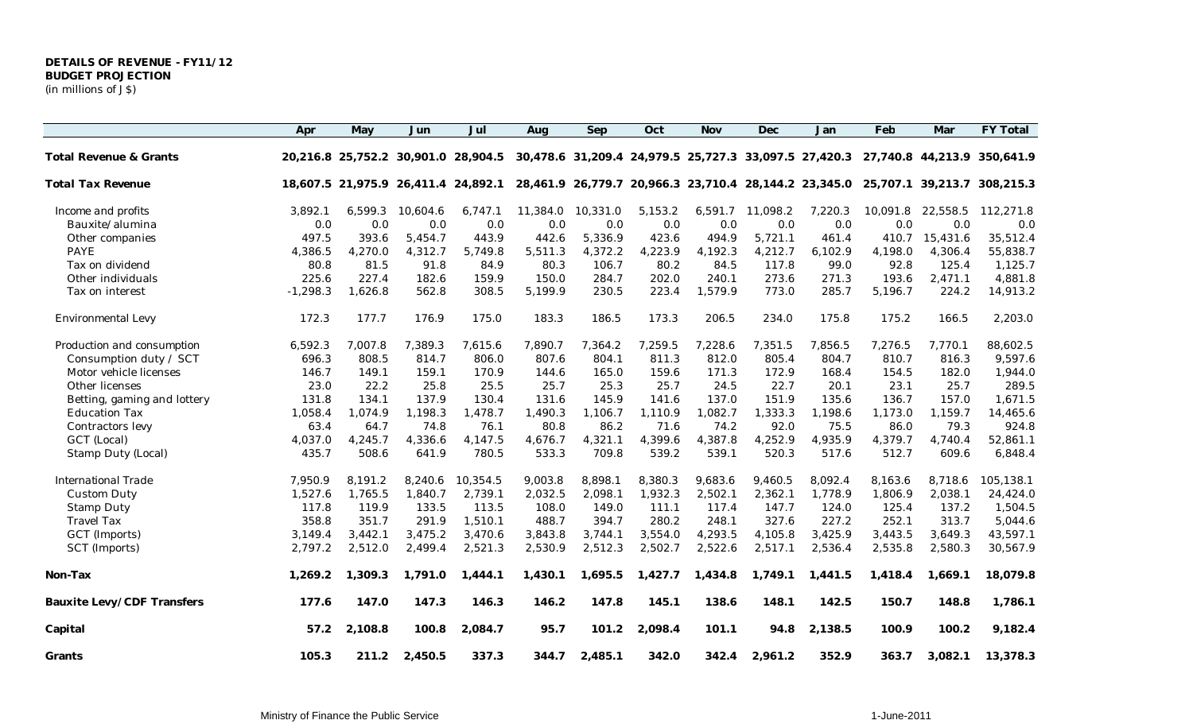**DETAILS OF REVENUE - FY11/12**
**BUDGET PROJECTION**
(in millions of J$)

| | Apr | May | Jun | Jul | Aug | Sep | Oct | Nov | Dec | Jan | Feb | Mar | FY Total |
|---|---|---|---|---|---|---|---|---|---|---|---|---|---|
| **Total Revenue & Grants** | **20,216.8** | **25,752.2** | **30,901.0** | **28,904.5** | **30,478.6** | **31,209.4** | **24,979.5** | **25,727.3** | **33,097.5** | **27,420.3** | **27,740.8** | **44,213.9** | **350,641.9** |
| **Total Tax Revenue** | **18,607.5** | **21,975.9** | **26,411.4** | **24,892.1** | **28,461.9** | **26,779.7** | **20,966.3** | **23,710.4** | **28,144.2** | **23,345.0** | **25,707.1** | **39,213.7** | **308,215.3** |
| Income and profits | 3,892.1 | 6,599.3 | 10,604.6 | 6,747.1 | 11,384.0 | 10,331.0 | 5,153.2 | 6,591.7 | 11,098.2 | 7,220.3 | 10,091.8 | 22,558.5 | 112,271.8 |
| Bauxite/alumina | 0.0 | 0.0 | 0.0 | 0.0 | 0.0 | 0.0 | 0.0 | 0.0 | 0.0 | 0.0 | 0.0 | 0.0 | 0.0 |
| Other companies | 497.5 | 393.6 | 5,454.7 | 443.9 | 442.6 | 5,336.9 | 423.6 | 494.9 | 5,721.1 | 461.4 | 410.7 | 15,431.6 | 35,512.4 |
| PAYE | 4,386.5 | 4,270.0 | 4,312.7 | 5,749.8 | 5,511.3 | 4,372.2 | 4,223.9 | 4,192.3 | 4,212.7 | 6,102.9 | 4,198.0 | 4,306.4 | 55,838.7 |
| Tax on dividend | 80.8 | 81.5 | 91.8 | 84.9 | 80.3 | 106.7 | 80.2 | 84.5 | 117.8 | 99.0 | 92.8 | 125.4 | 1,125.7 |
| Other individuals | 225.6 | 227.4 | 182.6 | 159.9 | 150.0 | 284.7 | 202.0 | 240.1 | 273.6 | 271.3 | 193.6 | 2,471.1 | 4,881.8 |
| Tax on interest | -1,298.3 | 1,626.8 | 562.8 | 308.5 | 5,199.9 | 230.5 | 223.4 | 1,579.9 | 773.0 | 285.7 | 5,196.7 | 224.2 | 14,913.2 |
| Environmental Levy | 172.3 | 177.7 | 176.9 | 175.0 | 183.3 | 186.5 | 173.3 | 206.5 | 234.0 | 175.8 | 175.2 | 166.5 | 2,203.0 |
| Production and consumption | 6,592.3 | 7,007.8 | 7,389.3 | 7,615.6 | 7,890.7 | 7,364.2 | 7,259.5 | 7,228.6 | 7,351.5 | 7,856.5 | 7,276.5 | 7,770.1 | 88,602.5 |
| Consumption duty / SCT | 696.3 | 808.5 | 814.7 | 806.0 | 807.6 | 804.1 | 811.3 | 812.0 | 805.4 | 804.7 | 810.7 | 816.3 | 9,597.6 |
| Motor vehicle licenses | 146.7 | 149.1 | 159.1 | 170.9 | 144.6 | 165.0 | 159.6 | 171.3 | 172.9 | 168.4 | 154.5 | 182.0 | 1,944.0 |
| Other licenses | 23.0 | 22.2 | 25.8 | 25.5 | 25.7 | 25.3 | 25.7 | 24.5 | 22.7 | 20.1 | 23.1 | 25.7 | 289.5 |
| Betting, gaming and lottery | 131.8 | 134.1 | 137.9 | 130.4 | 131.6 | 145.9 | 141.6 | 137.0 | 151.9 | 135.6 | 136.7 | 157.0 | 1,671.5 |
| Education Tax | 1,058.4 | 1,074.9 | 1,198.3 | 1,478.7 | 1,490.3 | 1,106.7 | 1,110.9 | 1,082.7 | 1,333.3 | 1,198.6 | 1,173.0 | 1,159.7 | 14,465.6 |
| Contractors levy | 63.4 | 64.7 | 74.8 | 76.1 | 80.8 | 86.2 | 71.6 | 74.2 | 92.0 | 75.5 | 86.0 | 79.3 | 924.8 |
| GCT (Local) | 4,037.0 | 4,245.7 | 4,336.6 | 4,147.5 | 4,676.7 | 4,321.1 | 4,399.6 | 4,387.8 | 4,252.9 | 4,935.9 | 4,379.7 | 4,740.4 | 52,861.1 |
| Stamp Duty (Local) | 435.7 | 508.6 | 641.9 | 780.5 | 533.3 | 709.8 | 539.2 | 539.1 | 520.3 | 517.6 | 512.7 | 609.6 | 6,848.4 |
| International Trade | 7,950.9 | 8,191.2 | 8,240.6 | 10,354.5 | 9,003.8 | 8,898.1 | 8,380.3 | 9,683.6 | 9,460.5 | 8,092.4 | 8,163.6 | 8,718.6 | 105,138.1 |
| Custom Duty | 1,527.6 | 1,765.5 | 1,840.7 | 2,739.1 | 2,032.5 | 2,098.1 | 1,932.3 | 2,502.1 | 2,362.1 | 1,778.9 | 1,806.9 | 2,038.1 | 24,424.0 |
| Stamp Duty | 117.8 | 119.9 | 133.5 | 113.5 | 108.0 | 149.0 | 111.1 | 117.4 | 147.7 | 124.0 | 125.4 | 137.2 | 1,504.5 |
| Travel Tax | 358.8 | 351.7 | 291.9 | 1,510.1 | 488.7 | 394.7 | 280.2 | 248.1 | 327.6 | 227.2 | 252.1 | 313.7 | 5,044.6 |
| GCT (Imports) | 3,149.4 | 3,442.1 | 3,475.2 | 3,470.6 | 3,843.8 | 3,744.1 | 3,554.0 | 4,293.5 | 4,105.8 | 3,425.9 | 3,443.5 | 3,649.3 | 43,597.1 |
| SCT (Imports) | 2,797.2 | 2,512.0 | 2,499.4 | 2,521.3 | 2,530.9 | 2,512.3 | 2,502.7 | 2,522.6 | 2,517.1 | 2,536.4 | 2,535.8 | 2,580.3 | 30,567.9 |
| **Non-Tax** | **1,269.2** | **1,309.3** | **1,791.0** | **1,444.1** | **1,430.1** | **1,695.5** | **1,427.7** | **1,434.8** | **1,749.1** | **1,441.5** | **1,418.4** | **1,669.1** | **18,079.8** |
| **Bauxite Levy/CDF Transfers** | **177.6** | **147.0** | **147.3** | **146.3** | **146.2** | **147.8** | **145.1** | **138.6** | **148.1** | **142.5** | **150.7** | **148.8** | **1,786.1** |
| **Capital** | **57.2** | **2,108.8** | **100.8** | **2,084.7** | **95.7** | **101.2** | **2,098.4** | **101.1** | **94.8** | **2,138.5** | **100.9** | **100.2** | **9,182.4** |
| **Grants** | **105.3** | **211.2** | **2,450.5** | **337.3** | **344.7** | **2,485.1** | **342.0** | **342.4** | **2,961.2** | **352.9** | **363.7** | **3,082.1** | **13,378.3** |

Ministry of Finance the Public Service    1-June-2011